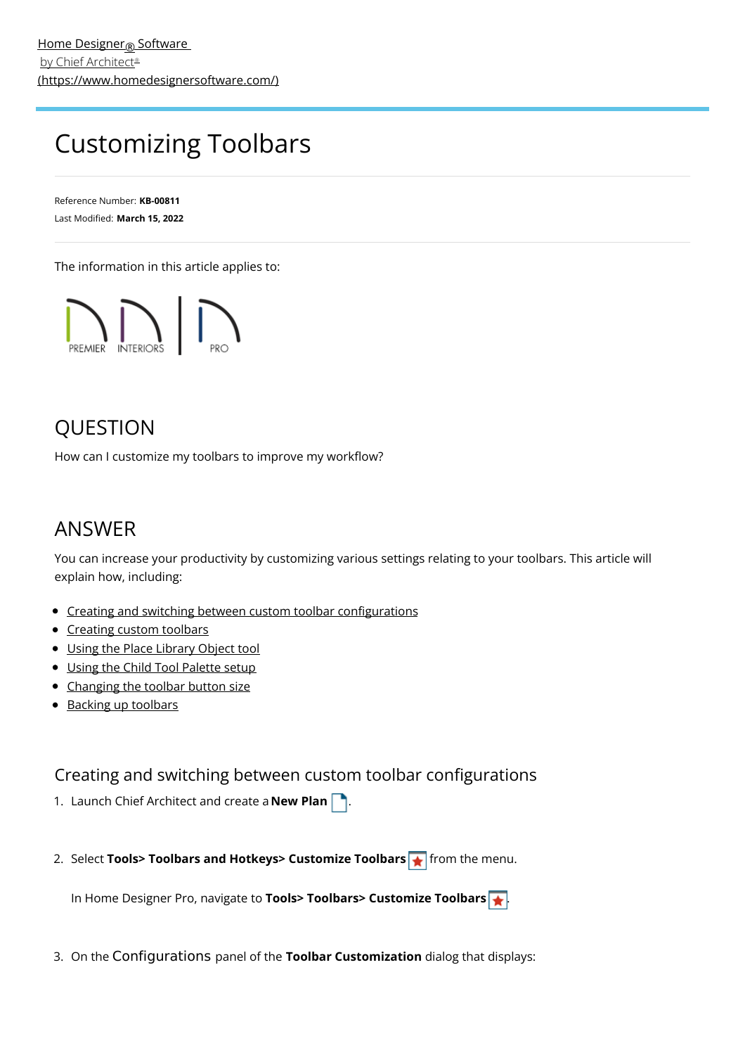[Home Designer® Software by Chief Architect® (https://www.homedesignersoftware.com/)](https://www.homedesignersoftware.com/)

# Customizing Toolbars

Reference Number: **KB-00811**
Last Modified: **March 15, 2022**

The information in this article applies to:

PREMIER INTERIORS PRO

## QUESTION

How can I customize my toolbars to improve my workflow?

## ANSWER

You can increase your productivity by customizing various settings relating to your toolbars. This article will explain how, including:

- Creating and switching between custom toolbar configurations
- Creating custom toolbars
- Using the Place Library Object tool
- Using the Child Tool Palette setup
- Changing the toolbar button size
- Backing up toolbars

### Creating and switching between custom toolbar configurations

1. Launch Chief Architect and create a **New Plan** .

2. Select **Tools> Toolbars and Hotkeys> Customize Toolbars** from the menu.

   In Home Designer Pro, navigate to **Tools> Toolbars> Customize Toolbars** .

3. On the Configurations panel of the **Toolbar Customization** dialog that displays: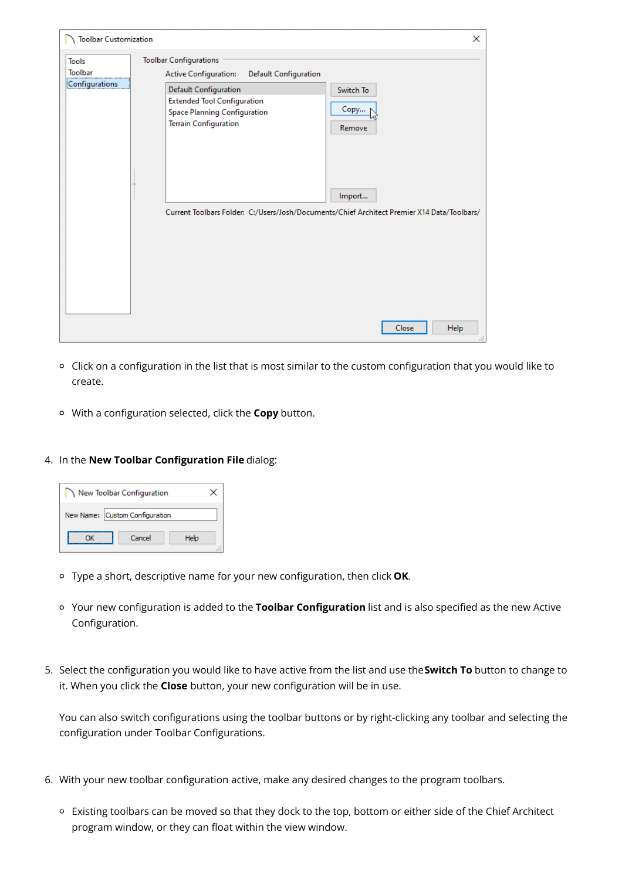- Click on a configuration in the list that is most similar to the custom configuration that you would like to create.

- With a configuration selected, click the **Copy** button.

4. In the **New Toolbar Configuration File** dialog:

   - Type a short, descriptive name for your new configuration, then click **OK**.

   - Your new configuration is added to the **Toolbar Configuration** list and is also specified as the new Active Configuration.

5. Select the configuration you would like to have active from the list and use the **Switch To** button to change to it. When you click the **Close** button, your new configuration will be in use.

   You can also switch configurations using the toolbar buttons or by right-clicking any toolbar and selecting the configuration under Toolbar Configurations.

6. With your new toolbar configuration active, make any desired changes to the program toolbars.

   - Existing toolbars can be moved so that they dock to the top, bottom or either side of the Chief Architect program window, or they can float within the view window.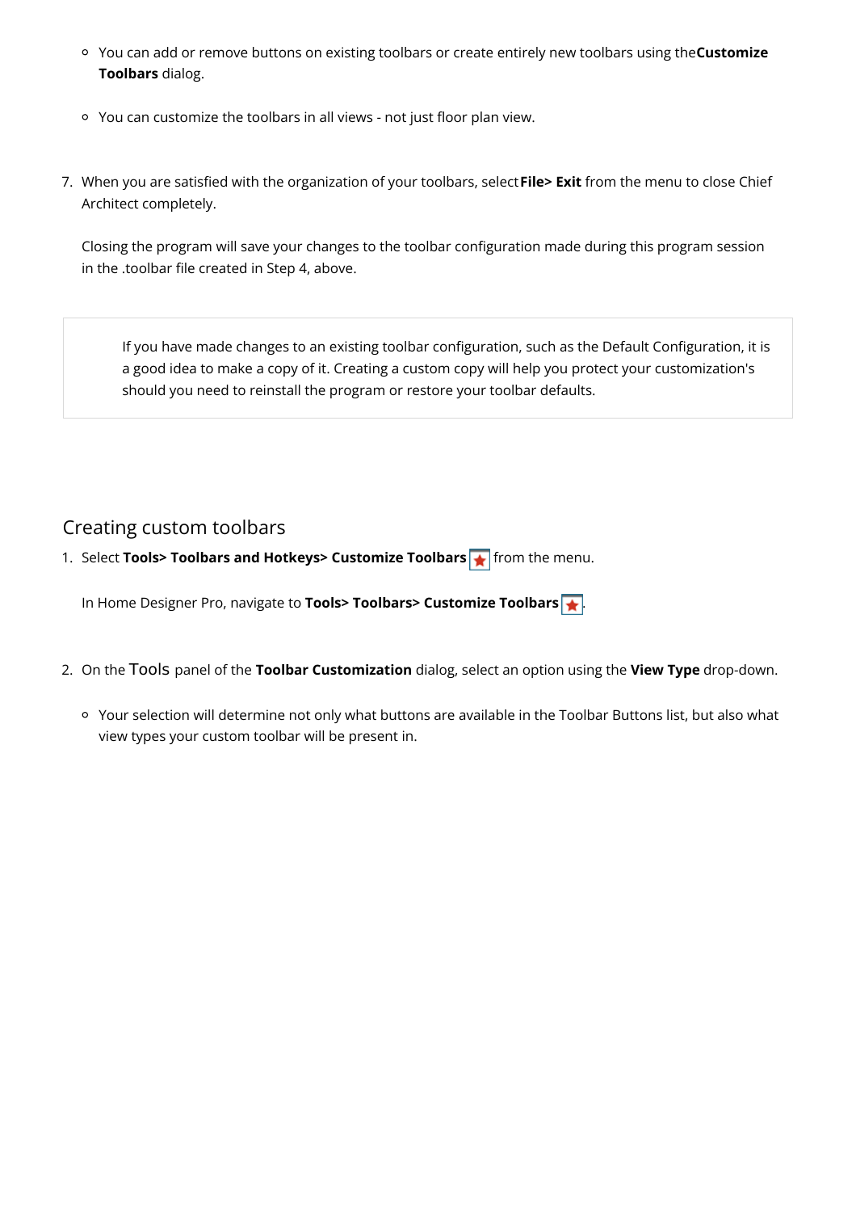- You can add or remove buttons on existing toolbars or create entirely new toolbars using the **Customize Toolbars** dialog.
- You can customize the toolbars in all views - not just floor plan view.

7. When you are satisfied with the organization of your toolbars, select **File> Exit** from the menu to close Chief Architect completely.

   Closing the program will save your changes to the toolbar configuration made during this program session in the .toolbar file created in Step 4, above.

> If you have made changes to an existing toolbar configuration, such as the Default Configuration, it is a good idea to make a copy of it. Creating a custom copy will help you protect your customization's should you need to reinstall the program or restore your toolbar defaults.

## Creating custom toolbars

1. Select **Tools> Toolbars and Hotkeys> Customize Toolbars** from the menu.

   In Home Designer Pro, navigate to **Tools> Toolbars> Customize Toolbars**.

2. On the Tools panel of the **Toolbar Customization** dialog, select an option using the **View Type** drop-down.
   - Your selection will determine not only what buttons are available in the Toolbar Buttons list, but also what view types your custom toolbar will be present in.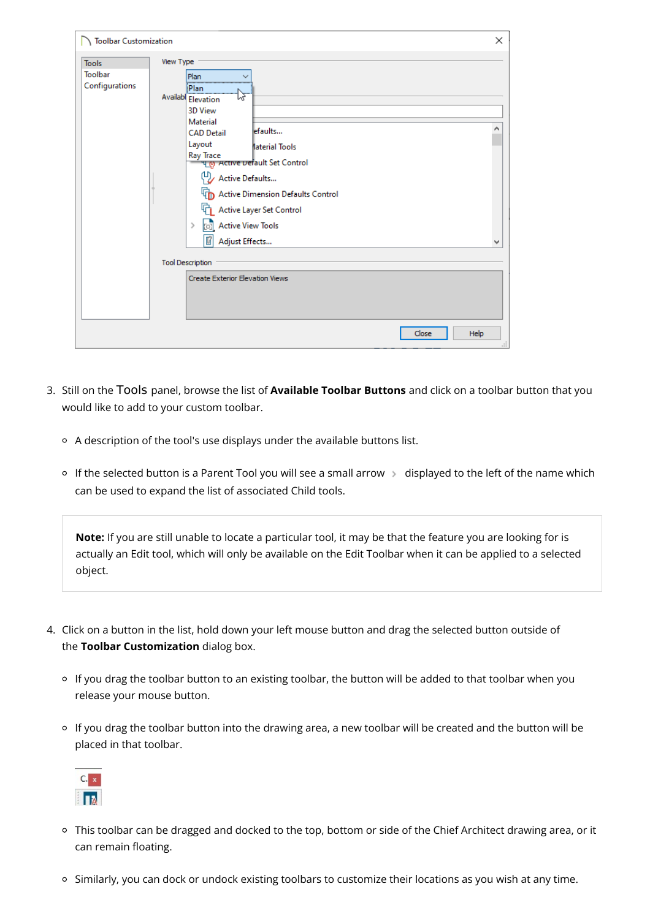3. Still on the Tools panel, browse the list of **Available Toolbar Buttons** and click on a toolbar button that you would like to add to your custom toolbar.
   - A description of the tool's use displays under the available buttons list.
   - If the selected button is a Parent Tool you will see a small arrow › displayed to the left of the name which can be used to expand the list of associated Child tools.

> **Note:** If you are still unable to locate a particular tool, it may be that the feature you are looking for is actually an Edit tool, which will only be available on the Edit Toolbar when it can be applied to a selected object.

4. Click on a button in the list, hold down your left mouse button and drag the selected button outside of the **Toolbar Customization** dialog box.
   - If you drag the toolbar button to an existing toolbar, the button will be added to that toolbar when you release your mouse button.
   - If you drag the toolbar button into the drawing area, a new toolbar will be created and the button will be placed in that toolbar.
   - This toolbar can be dragged and docked to the top, bottom or side of the Chief Architect drawing area, or it can remain floating.
   - Similarly, you can dock or undock existing toolbars to customize their locations as you wish at any time.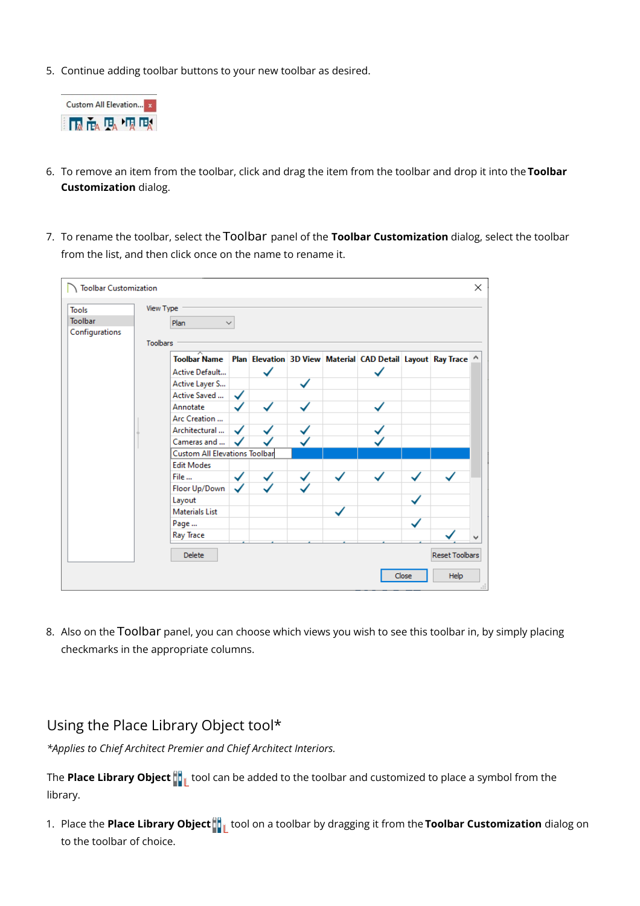5. Continue adding toolbar buttons to your new toolbar as desired.

6. To remove an item from the toolbar, click and drag the item from the toolbar and drop it into the **Toolbar Customization** dialog.

7. To rename the toolbar, select the Toolbar panel of the **Toolbar Customization** dialog, select the toolbar from the list, and then click once on the name to rename it.

8. Also on the Toolbar panel, you can choose which views you wish to see this toolbar in, by simply placing checkmarks in the appropriate columns.

## Using the Place Library Object tool*

*\*Applies to Chief Architect Premier and Chief Architect Interiors.*

The **Place Library Object** tool can be added to the toolbar and customized to place a symbol from the library.

1. Place the **Place Library Object** tool on a toolbar by dragging it from the **Toolbar Customization** dialog on to the toolbar of choice.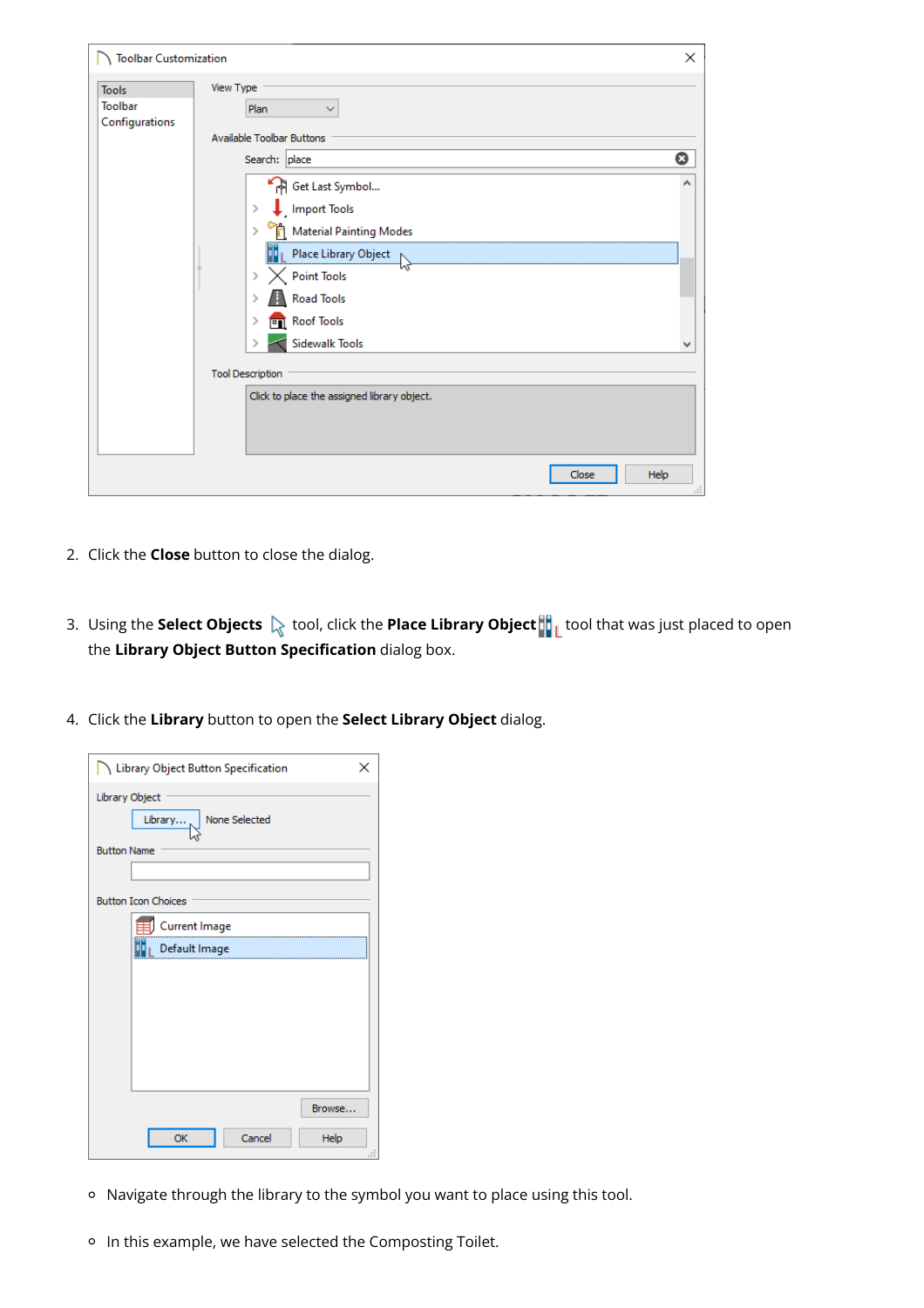2. Click the **Close** button to close the dialog.

3. Using the **Select Objects** tool, click the **Place Library Object** tool that was just placed to open the **Library Object Button Specification** dialog box.

4. Click the **Library** button to open the **Select Library Object** dialog.

   - Navigate through the library to the symbol you want to place using this tool.
   - In this example, we have selected the Composting Toilet.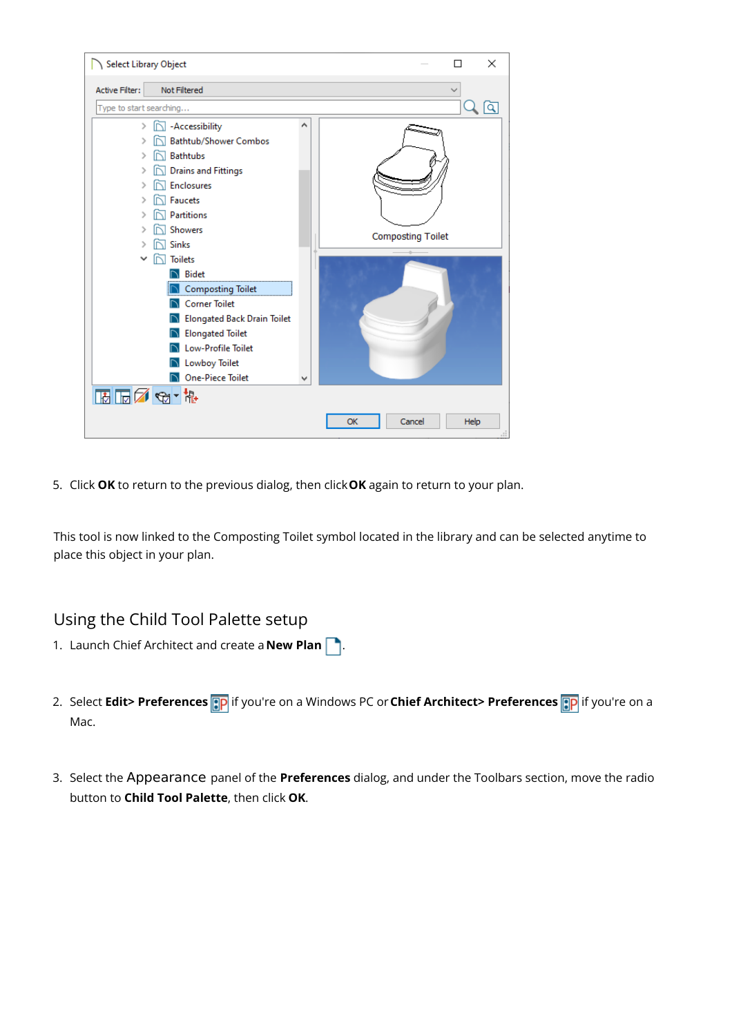5. Click **OK** to return to the previous dialog, then click **OK** again to return to your plan.

This tool is now linked to the Composting Toilet symbol located in the library and can be selected anytime to place this object in your plan.

## Using the Child Tool Palette setup

1. Launch Chief Architect and create a **New Plan** .

2. Select **Edit> Preferences** if you're on a Windows PC or **Chief Architect> Preferences** if you're on a Mac.

3. Select the Appearance panel of the **Preferences** dialog, and under the Toolbars section, move the radio button to **Child Tool Palette**, then click **OK**.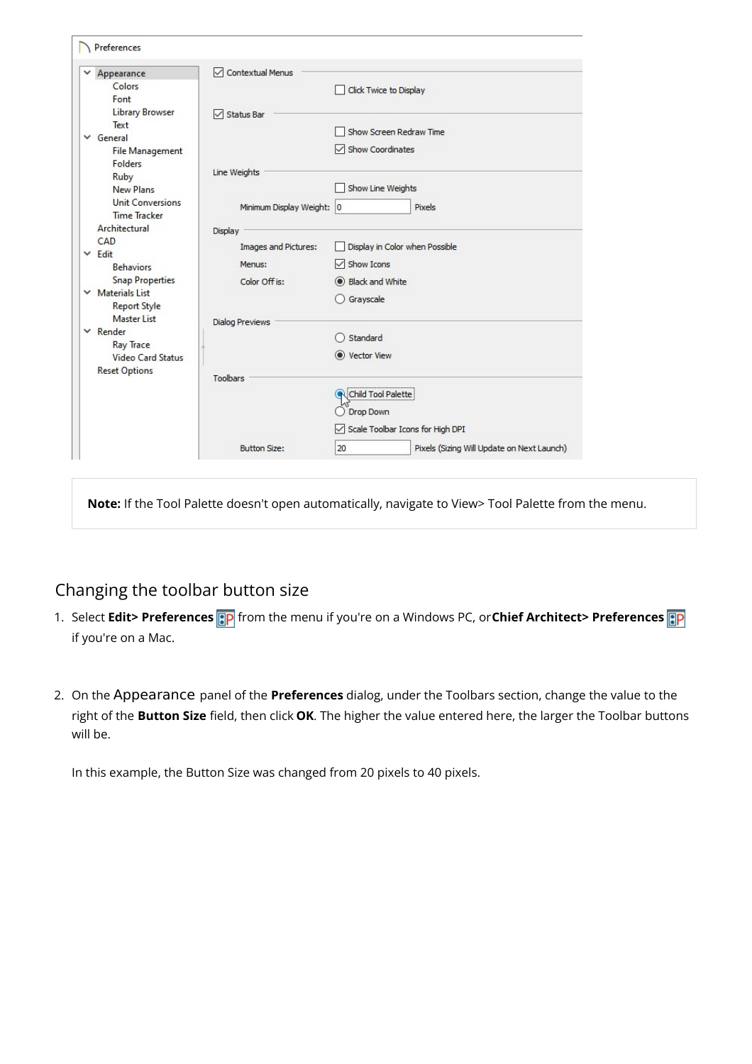**Note:** If the Tool Palette doesn't open automatically, navigate to View> Tool Palette from the menu.

## Changing the toolbar button size

1. Select **Edit> Preferences** from the menu if you're on a Windows PC, or **Chief Architect> Preferences** if you're on a Mac.

2. On the Appearance panel of the **Preferences** dialog, under the Toolbars section, change the value to the right of the **Button Size** field, then click **OK**. The higher the value entered here, the larger the Toolbar buttons will be.

   In this example, the Button Size was changed from 20 pixels to 40 pixels.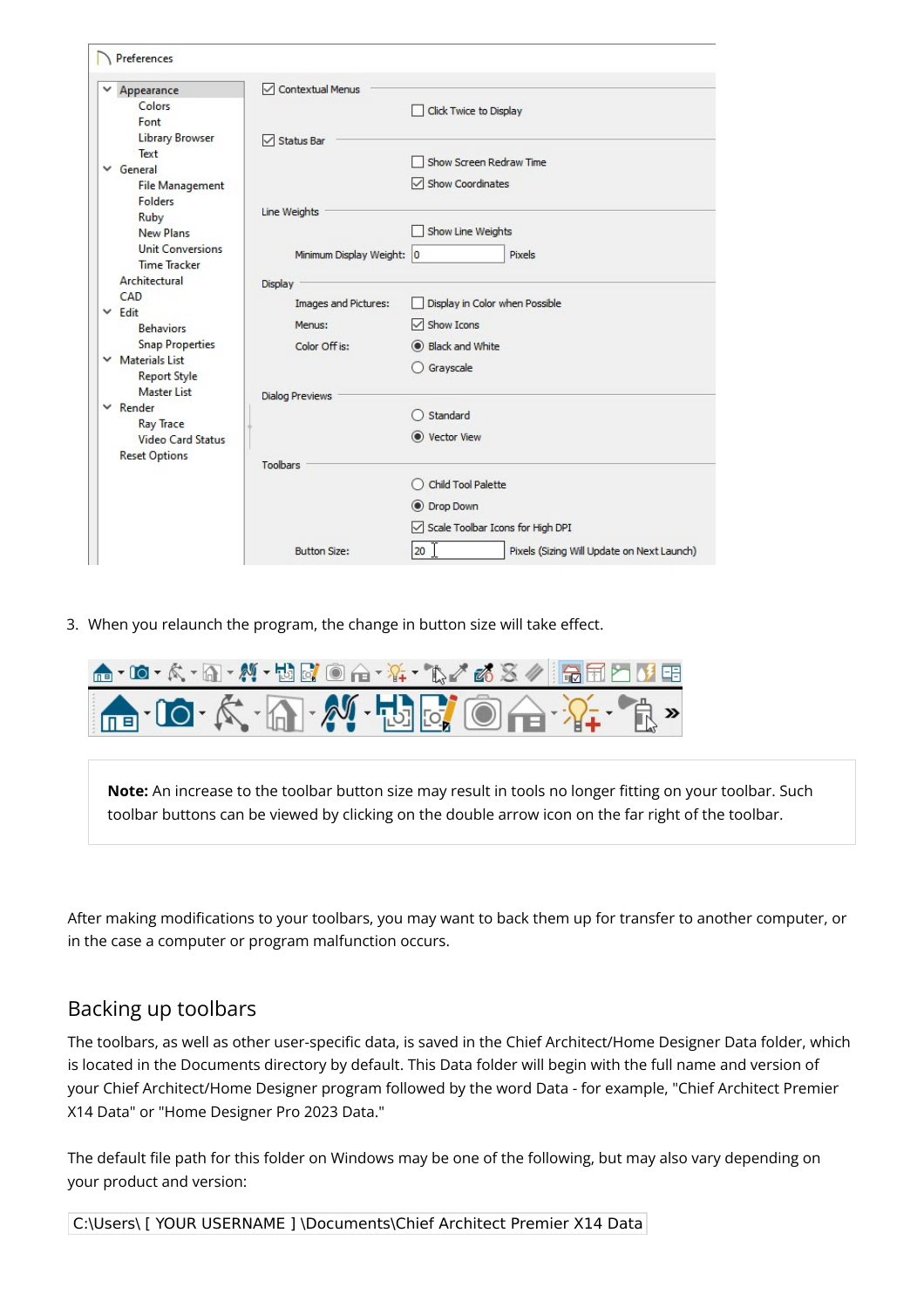3. When you relaunch the program, the change in button size will take effect.

**Note:** An increase to the toolbar button size may result in tools no longer fitting on your toolbar. Such toolbar buttons can be viewed by clicking on the double arrow icon on the far right of the toolbar.

After making modifications to your toolbars, you may want to back them up for transfer to another computer, or in the case a computer or program malfunction occurs.

## Backing up toolbars

The toolbars, as well as other user-specific data, is saved in the Chief Architect/Home Designer Data folder, which is located in the Documents directory by default. This Data folder will begin with the full name and version of your Chief Architect/Home Designer program followed by the word Data - for example, "Chief Architect Premier X14 Data" or "Home Designer Pro 2023 Data."

The default file path for this folder on Windows may be one of the following, but may also vary depending on your product and version:

```
C:\Users\ [ YOUR USERNAME ] \Documents\Chief Architect Premier X14 Data
```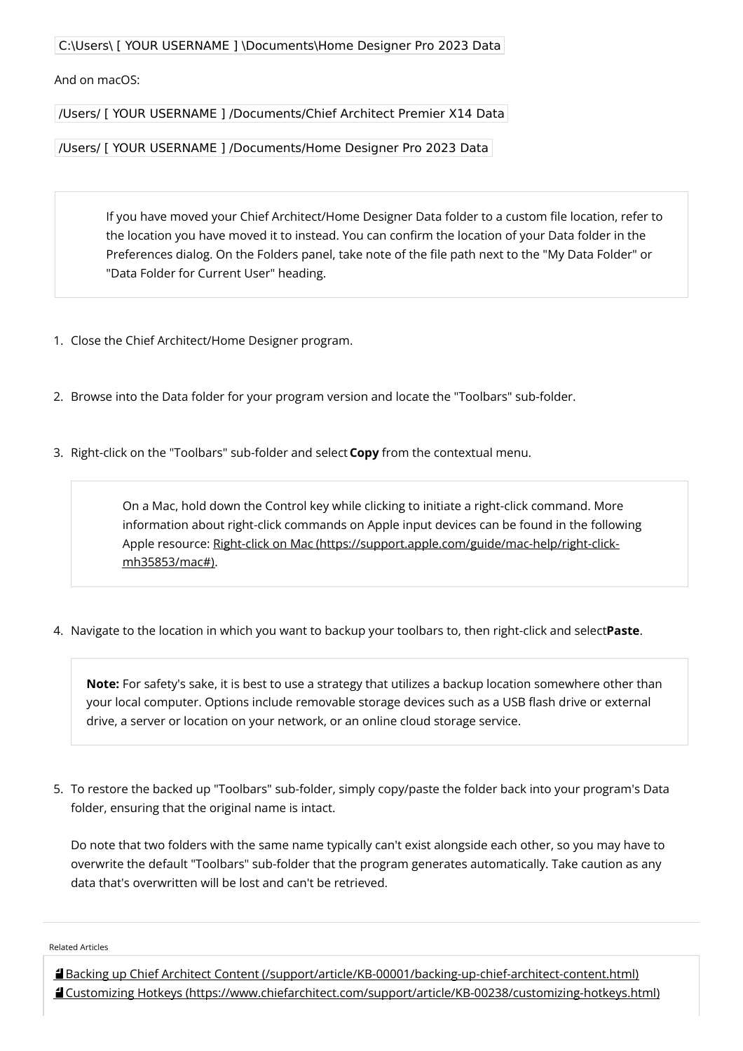```
C:\Users\ [ YOUR USERNAME ] \Documents\Home Designer Pro 2023 Data
```

And on macOS:

```
/Users/ [ YOUR USERNAME ] /Documents/Chief Architect Premier X14 Data
```

```
/Users/ [ YOUR USERNAME ] /Documents/Home Designer Pro 2023 Data
```

> If you have moved your Chief Architect/Home Designer Data folder to a custom file location, refer to the location you have moved it to instead. You can confirm the location of your Data folder in the Preferences dialog. On the Folders panel, take note of the file path next to the "My Data Folder" or "Data Folder for Current User" heading.

1. Close the Chief Architect/Home Designer program.

2. Browse into the Data folder for your program version and locate the "Toolbars" sub-folder.

3. Right-click on the "Toolbars" sub-folder and select **Copy** from the contextual menu.

   > On a Mac, hold down the Control key while clicking to initiate a right-click command. More information about right-click commands on Apple input devices can be found in the following Apple resource: Right-click on Mac (https://support.apple.com/guide/mac-help/right-click-mh35853/mac#).

4. Navigate to the location in which you want to backup your toolbars to, then right-click and select **Paste**.

   > **Note:** For safety's sake, it is best to use a strategy that utilizes a backup location somewhere other than your local computer. Options include removable storage devices such as a USB flash drive or external drive, a server or location on your network, or an online cloud storage service.

5. To restore the backed up "Toolbars" sub-folder, simply copy/paste the folder back into your program's Data folder, ensuring that the original name is intact.

   Do note that two folders with the same name typically can't exist alongside each other, so you may have to overwrite the default "Toolbars" sub-folder that the program generates automatically. Take caution as any data that's overwritten will be lost and can't be retrieved.

Related Articles

- Backing up Chief Architect Content (/support/article/KB-00001/backing-up-chief-architect-content.html)
- Customizing Hotkeys (https://www.chiefarchitect.com/support/article/KB-00238/customizing-hotkeys.html)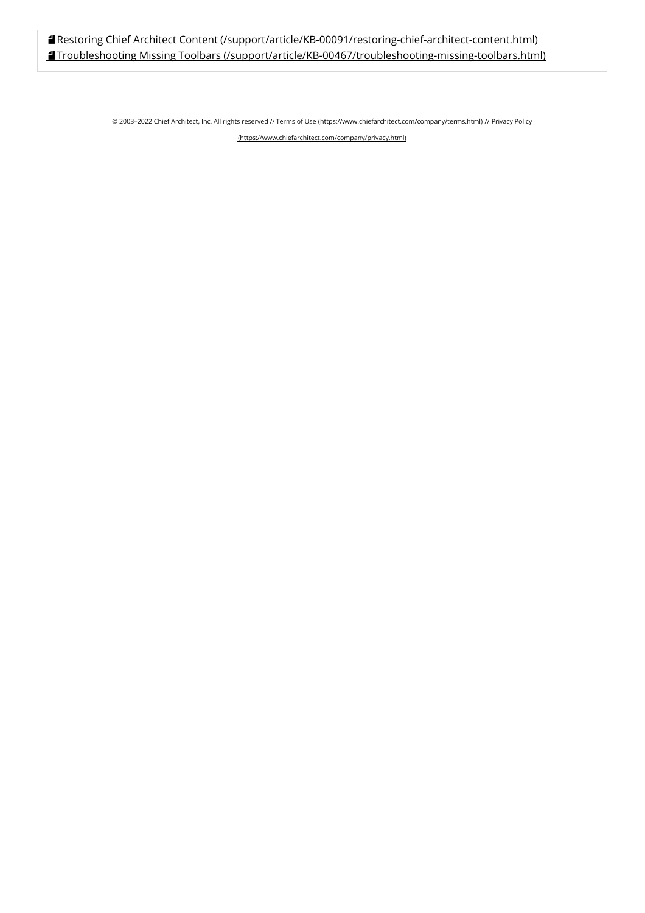Restoring Chief Architect Content (/support/article/KB-00091/restoring-chief-architect-content.html)
Troubleshooting Missing Toolbars (/support/article/KB-00467/troubleshooting-missing-toolbars.html)

© 2003–2022 Chief Architect, Inc. All rights reserved // Terms of Use (https://www.chiefarchitect.com/company/terms.html) // Privacy Policy (https://www.chiefarchitect.com/company/privacy.html)